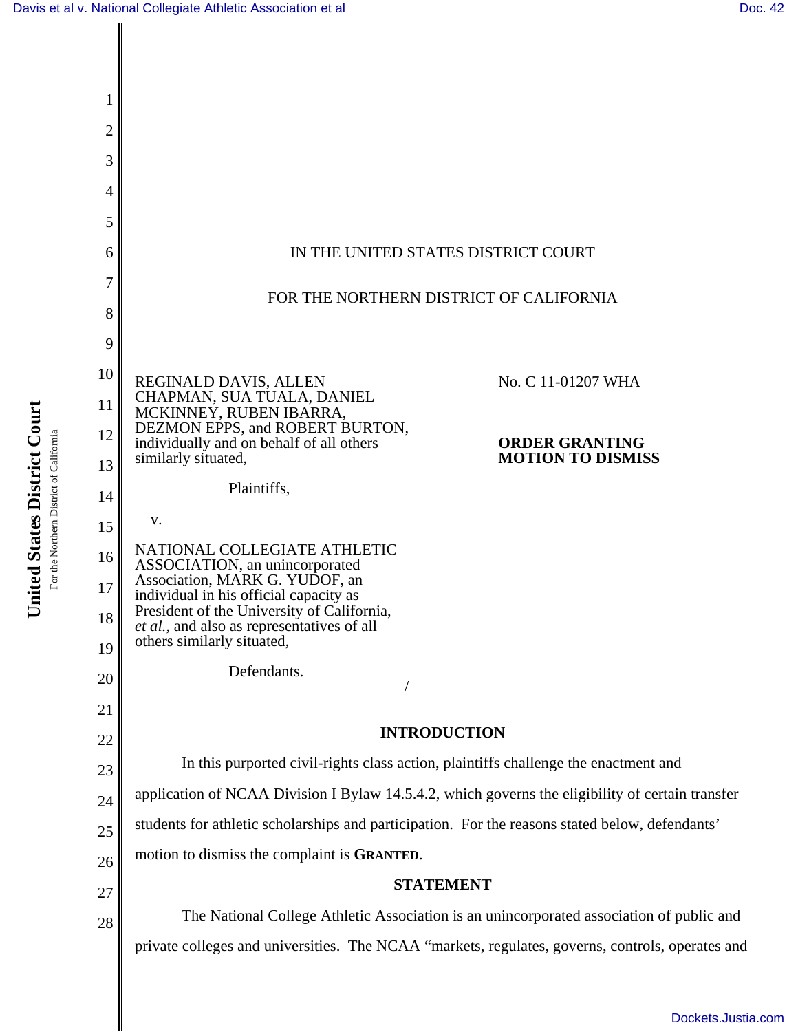IN THE UNITED STATES DISTRICT COURT

FOR THE NORTHERN DISTRICT OF CALIFORNIA

REGINALD DAVIS, ALLEN CHAPMAN, SUA TUALA, DANIEL MCKINNEY, RUBEN IBARRA, DEZMON EPPS, and ROBERT BURTON, individually and on behalf of all others similarly situated,

Plaintiffs,

v.

NATIONAL COLLEGIATE ATHLETIC ASSOCIATION, an unincorporated Association, MARK G. YUDOF, an individual in his official capacity as President of the University of California, *et al.*, and also as representatives of all others similarly situated,

Defendants.

No. C 11-01207 WHA

**ORDER GRANTING MOTION TO DISMISS**

## INTRODUCTION

In this purported civil-rights class action, plaintiffs challenge the enactment and application of NCAA Division I Bylaw 14.5.4.2, which governs the eligibility of certain transfer students for athletic scholarships and participation. For the reasons stated below, defendants' motion to dismiss the complaint is **GRANTED**.

## STATEMENT

The National College Athletic Association is an unincorporated association of public and private colleges and universities. The NCAA "markets, regulates, governs, controls, operates and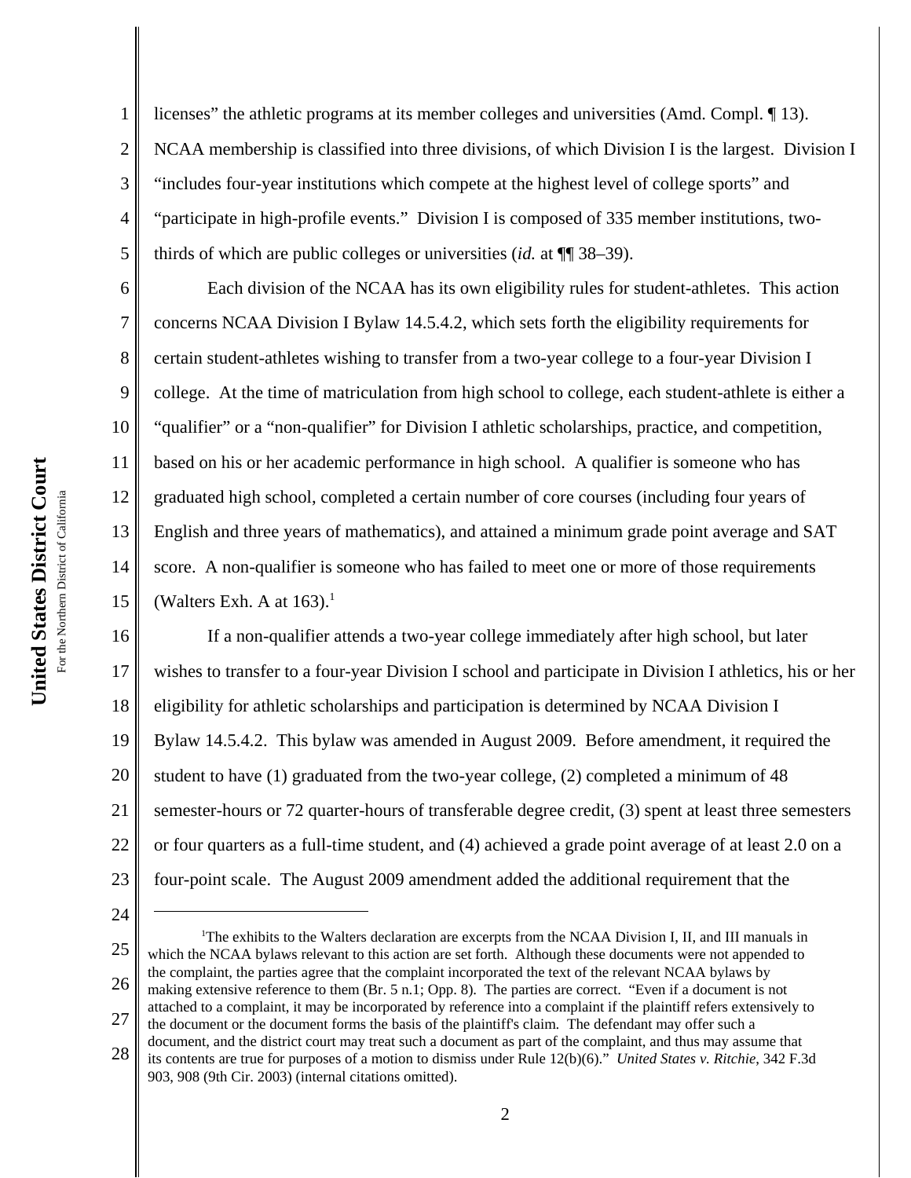licenses" the athletic programs at its member colleges and universities (Amd. Compl. ¶ 13). NCAA membership is classified into three divisions, of which Division I is the largest. Division I "includes four-year institutions which compete at the highest level of college sports" and "participate in high-profile events." Division I is composed of 335 member institutions, two-thirds of which are public colleges or universities (*id.* at ¶¶ 38–39).

Each division of the NCAA has its own eligibility rules for student-athletes. This action concerns NCAA Division I Bylaw 14.5.4.2, which sets forth the eligibility requirements for certain student-athletes wishing to transfer from a two-year college to a four-year Division I college. At the time of matriculation from high school to college, each student-athlete is either a "qualifier" or a "non-qualifier" for Division I athletic scholarships, practice, and competition, based on his or her academic performance in high school. A qualifier is someone who has graduated high school, completed a certain number of core courses (including four years of English and three years of mathematics), and attained a minimum grade point average and SAT score. A non-qualifier is someone who has failed to meet one or more of those requirements (Walters Exh. A at 163).[1]

If a non-qualifier attends a two-year college immediately after high school, but later wishes to transfer to a four-year Division I school and participate in Division I athletics, his or her eligibility for athletic scholarships and participation is determined by NCAA Division I Bylaw 14.5.4.2. This bylaw was amended in August 2009. Before amendment, it required the student to have (1) graduated from the two-year college, (2) completed a minimum of 48 semester-hours or 72 quarter-hours of transferable degree credit, (3) spent at least three semesters or four quarters as a full-time student, and (4) achieved a grade point average of at least 2.0 on a four-point scale. The August 2009 amendment added the additional requirement that the

---

[1] The exhibits to the Walters declaration are excerpts from the NCAA Division I, II, and III manuals in which the NCAA bylaws relevant to this action are set forth. Although these documents were not appended to the complaint, the parties agree that the complaint incorporated the text of the relevant NCAA bylaws by making extensive reference to them (Br. 5 n.1; Opp. 8). The parties are correct. "Even if a document is not attached to a complaint, it may be incorporated by reference into a complaint if the plaintiff refers extensively to the document or the document forms the basis of the plaintiff's claim. The defendant may offer such a document, and the district court may treat such a document as part of the complaint, and thus may assume that its contents are true for purposes of a motion to dismiss under Rule 12(b)(6)." *United States v. Ritchie*, 342 F.3d 903, 908 (9th Cir. 2003) (internal citations omitted).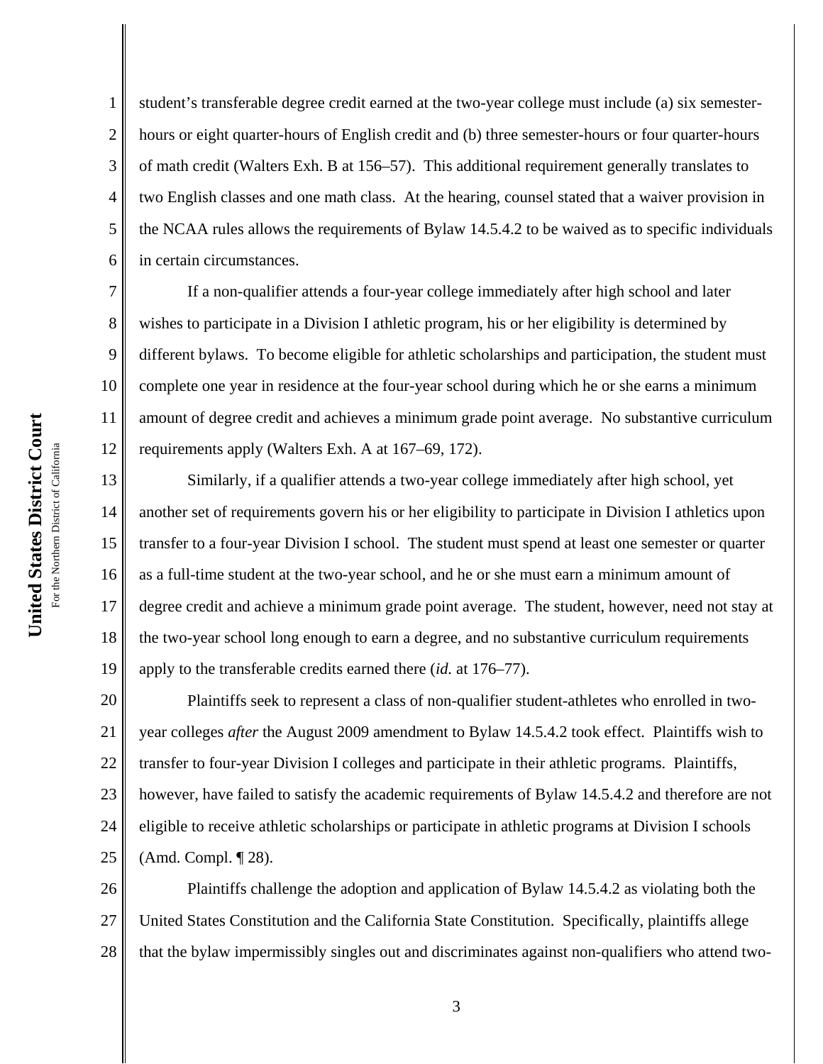student's transferable degree credit earned at the two-year college must include (a) six semester-hours or eight quarter-hours of English credit and (b) three semester-hours or four quarter-hours of math credit (Walters Exh. B at 156–57). This additional requirement generally translates to two English classes and one math class. At the hearing, counsel stated that a waiver provision in the NCAA rules allows the requirements of Bylaw 14.5.4.2 to be waived as to specific individuals in certain circumstances.

If a non-qualifier attends a four-year college immediately after high school and later wishes to participate in a Division I athletic program, his or her eligibility is determined by different bylaws. To become eligible for athletic scholarships and participation, the student must complete one year in residence at the four-year school during which he or she earns a minimum amount of degree credit and achieves a minimum grade point average. No substantive curriculum requirements apply (Walters Exh. A at 167–69, 172).

Similarly, if a qualifier attends a two-year college immediately after high school, yet another set of requirements govern his or her eligibility to participate in Division I athletics upon transfer to a four-year Division I school. The student must spend at least one semester or quarter as a full-time student at the two-year school, and he or she must earn a minimum amount of degree credit and achieve a minimum grade point average. The student, however, need not stay at the two-year school long enough to earn a degree, and no substantive curriculum requirements apply to the transferable credits earned there (*id.* at 176–77).

Plaintiffs seek to represent a class of non-qualifier student-athletes who enrolled in two-year colleges *after* the August 2009 amendment to Bylaw 14.5.4.2 took effect. Plaintiffs wish to transfer to four-year Division I colleges and participate in their athletic programs. Plaintiffs, however, have failed to satisfy the academic requirements of Bylaw 14.5.4.2 and therefore are not eligible to receive athletic scholarships or participate in athletic programs at Division I schools (Amd. Compl. ¶ 28).

Plaintiffs challenge the adoption and application of Bylaw 14.5.4.2 as violating both the United States Constitution and the California State Constitution. Specifically, plaintiffs allege that the bylaw impermissibly singles out and discriminates against non-qualifiers who attend two-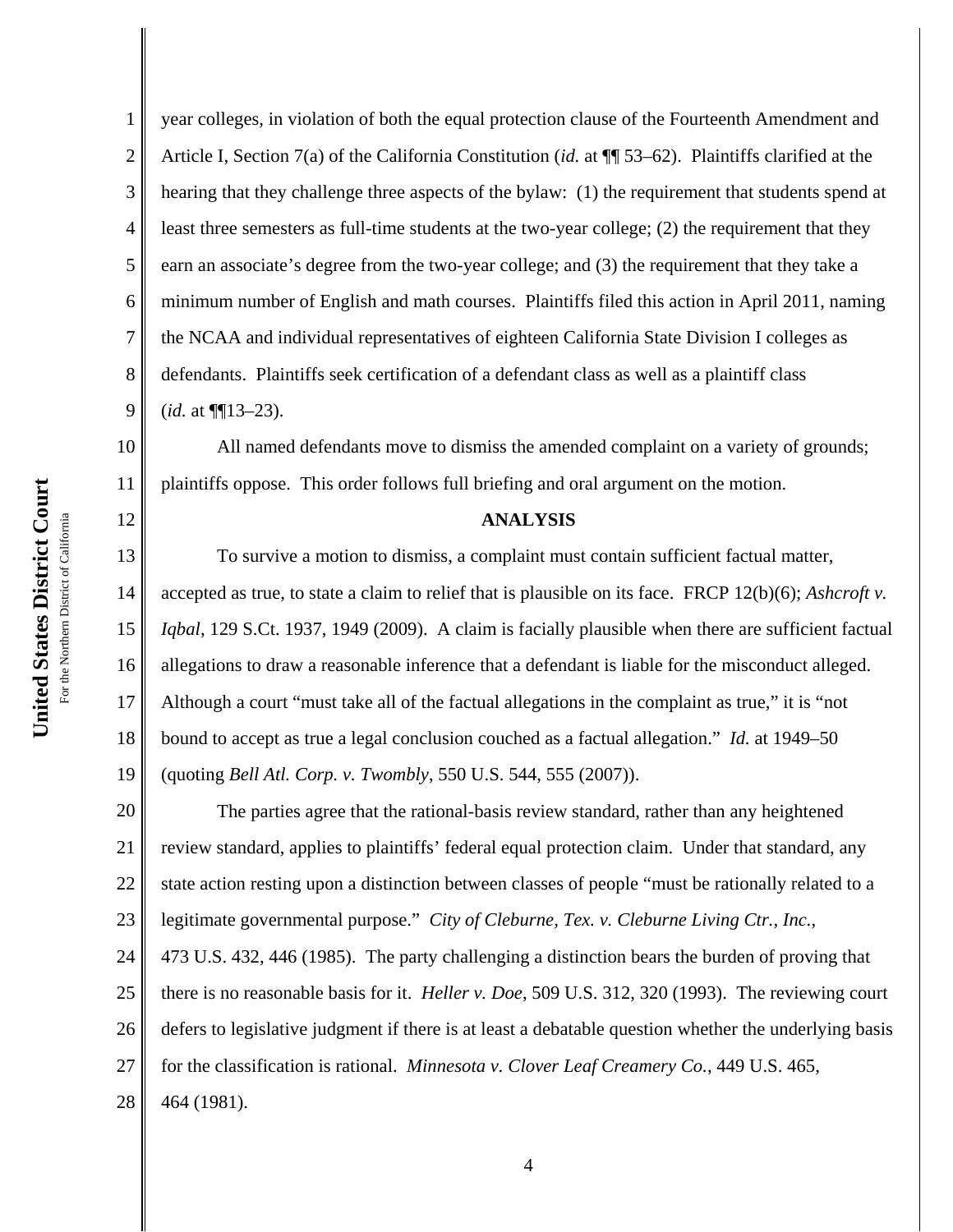year colleges, in violation of both the equal protection clause of the Fourteenth Amendment and Article I, Section 7(a) of the California Constitution (*id.* at ¶¶ 53–62). Plaintiffs clarified at the hearing that they challenge three aspects of the bylaw: (1) the requirement that students spend at least three semesters as full-time students at the two-year college; (2) the requirement that they earn an associate's degree from the two-year college; and (3) the requirement that they take a minimum number of English and math courses. Plaintiffs filed this action in April 2011, naming the NCAA and individual representatives of eighteen California State Division I colleges as defendants. Plaintiffs seek certification of a defendant class as well as a plaintiff class (*id.* at ¶¶13–23).

All named defendants move to dismiss the amended complaint on a variety of grounds; plaintiffs oppose. This order follows full briefing and oral argument on the motion.

**ANALYSIS**

To survive a motion to dismiss, a complaint must contain sufficient factual matter, accepted as true, to state a claim to relief that is plausible on its face. FRCP 12(b)(6); *Ashcroft v. Iqbal*, 129 S.Ct. 1937, 1949 (2009). A claim is facially plausible when there are sufficient factual allegations to draw a reasonable inference that a defendant is liable for the misconduct alleged. Although a court "must take all of the factual allegations in the complaint as true," it is "not bound to accept as true a legal conclusion couched as a factual allegation." *Id.* at 1949–50 (quoting *Bell Atl. Corp. v. Twombly*, 550 U.S. 544, 555 (2007)).

The parties agree that the rational-basis review standard, rather than any heightened review standard, applies to plaintiffs' federal equal protection claim. Under that standard, any state action resting upon a distinction between classes of people "must be rationally related to a legitimate governmental purpose." *City of Cleburne, Tex. v. Cleburne Living Ctr., Inc.*, 473 U.S. 432, 446 (1985). The party challenging a distinction bears the burden of proving that there is no reasonable basis for it. *Heller v. Doe*, 509 U.S. 312, 320 (1993). The reviewing court defers to legislative judgment if there is at least a debatable question whether the underlying basis for the classification is rational. *Minnesota v. Clover Leaf Creamery Co.*, 449 U.S. 465, 464 (1981).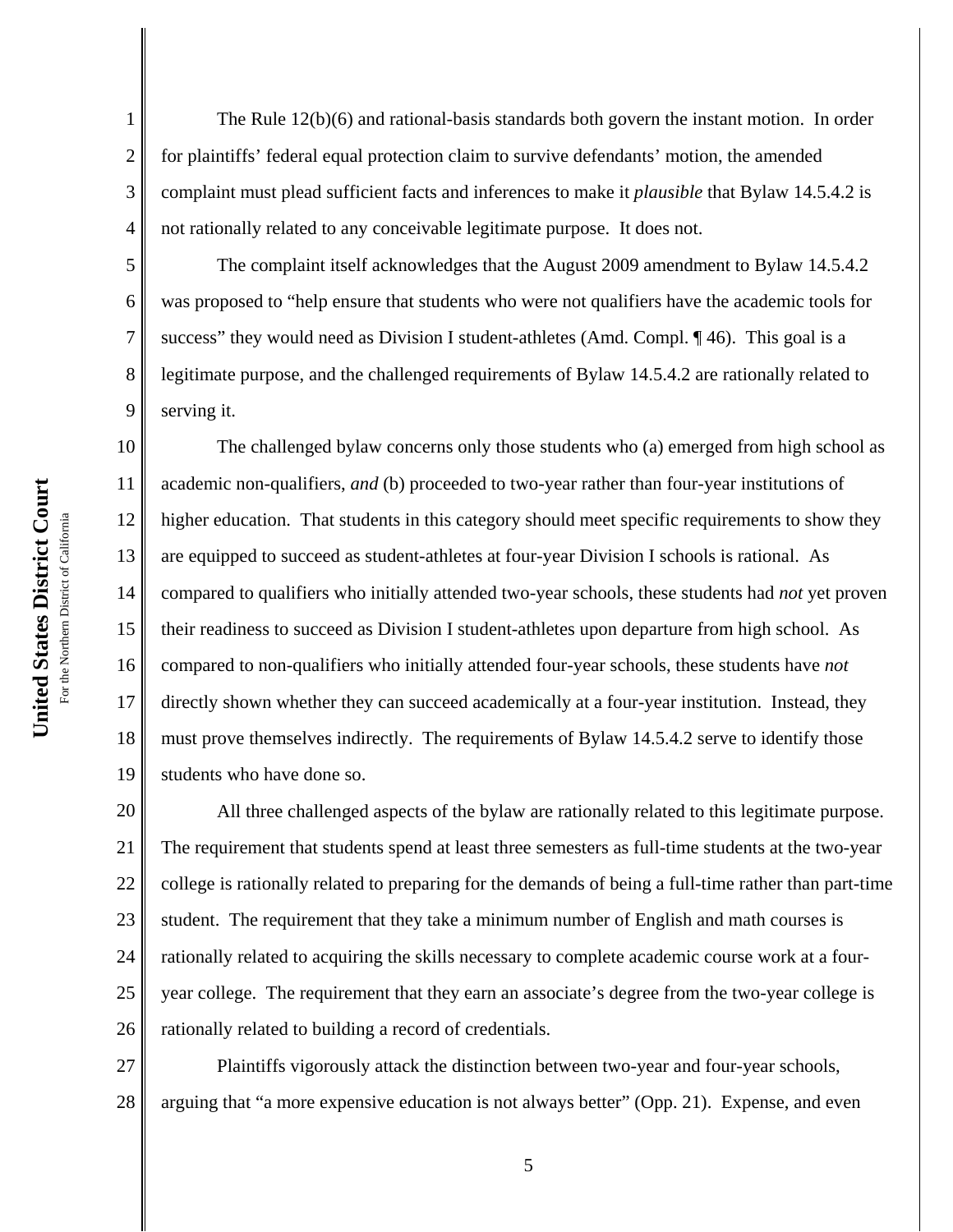The Rule 12(b)(6) and rational-basis standards both govern the instant motion. In order for plaintiffs' federal equal protection claim to survive defendants' motion, the amended complaint must plead sufficient facts and inferences to make it *plausible* that Bylaw 14.5.4.2 is not rationally related to any conceivable legitimate purpose. It does not.

The complaint itself acknowledges that the August 2009 amendment to Bylaw 14.5.4.2 was proposed to "help ensure that students who were not qualifiers have the academic tools for success" they would need as Division I student-athletes (Amd. Compl. ¶ 46). This goal is a legitimate purpose, and the challenged requirements of Bylaw 14.5.4.2 are rationally related to serving it.

The challenged bylaw concerns only those students who (a) emerged from high school as academic non-qualifiers, *and* (b) proceeded to two-year rather than four-year institutions of higher education. That students in this category should meet specific requirements to show they are equipped to succeed as student-athletes at four-year Division I schools is rational. As compared to qualifiers who initially attended two-year schools, these students had *not* yet proven their readiness to succeed as Division I student-athletes upon departure from high school. As compared to non-qualifiers who initially attended four-year schools, these students have *not* directly shown whether they can succeed academically at a four-year institution. Instead, they must prove themselves indirectly. The requirements of Bylaw 14.5.4.2 serve to identify those students who have done so.

All three challenged aspects of the bylaw are rationally related to this legitimate purpose. The requirement that students spend at least three semesters as full-time students at the two-year college is rationally related to preparing for the demands of being a full-time rather than part-time student. The requirement that they take a minimum number of English and math courses is rationally related to acquiring the skills necessary to complete academic course work at a four-year college. The requirement that they earn an associate's degree from the two-year college is rationally related to building a record of credentials.

Plaintiffs vigorously attack the distinction between two-year and four-year schools, arguing that "a more expensive education is not always better" (Opp. 21). Expense, and even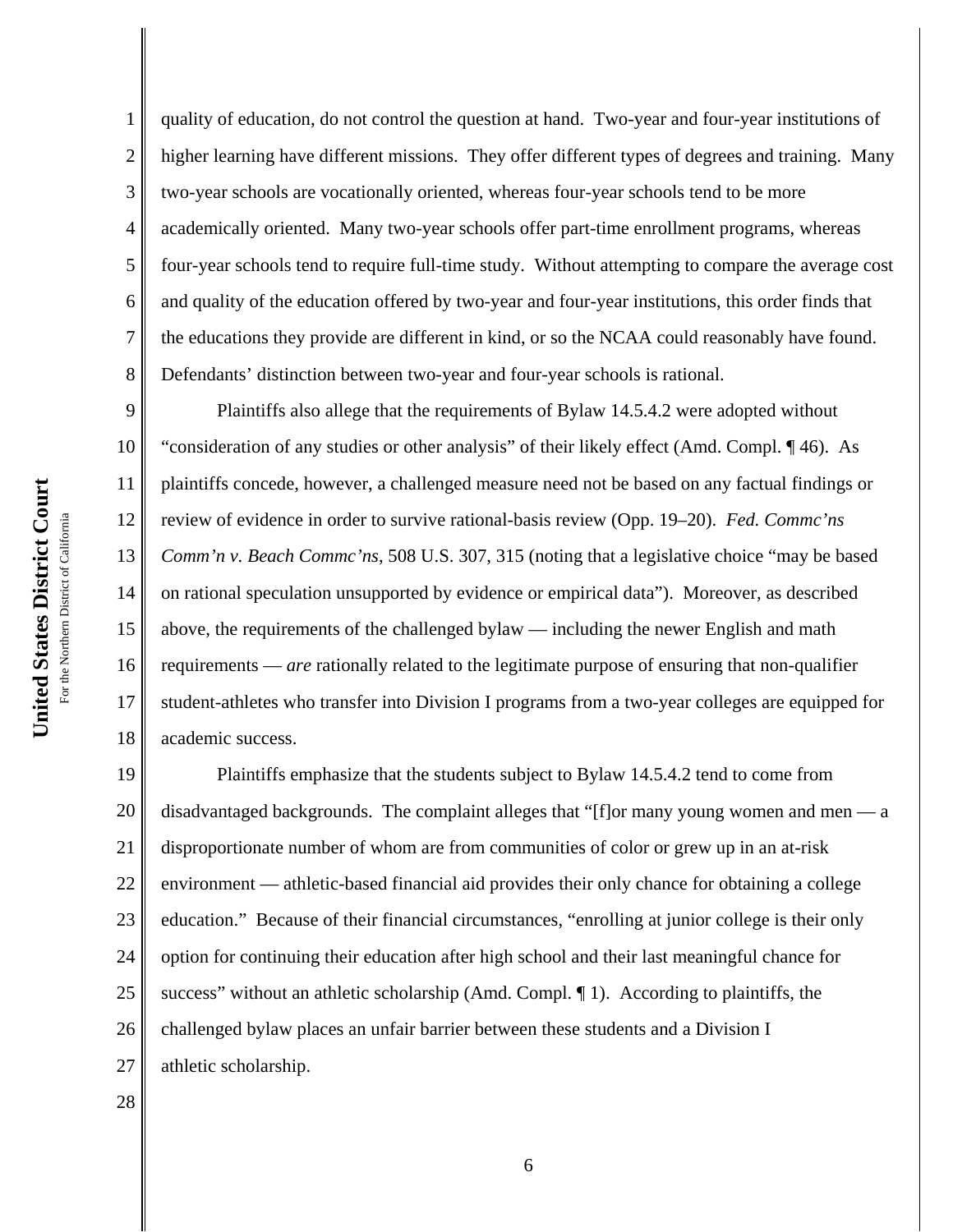quality of education, do not control the question at hand. Two-year and four-year institutions of higher learning have different missions. They offer different types of degrees and training. Many two-year schools are vocationally oriented, whereas four-year schools tend to be more academically oriented. Many two-year schools offer part-time enrollment programs, whereas four-year schools tend to require full-time study. Without attempting to compare the average cost and quality of the education offered by two-year and four-year institutions, this order finds that the educations they provide are different in kind, or so the NCAA could reasonably have found. Defendants' distinction between two-year and four-year schools is rational.

Plaintiffs also allege that the requirements of Bylaw 14.5.4.2 were adopted without "consideration of any studies or other analysis" of their likely effect (Amd. Compl. ¶ 46). As plaintiffs concede, however, a challenged measure need not be based on any factual findings or review of evidence in order to survive rational-basis review (Opp. 19–20). *Fed. Commc'ns Comm'n v. Beach Commc'ns*, 508 U.S. 307, 315 (noting that a legislative choice "may be based on rational speculation unsupported by evidence or empirical data"). Moreover, as described above, the requirements of the challenged bylaw — including the newer English and math requirements — *are* rationally related to the legitimate purpose of ensuring that non-qualifier student-athletes who transfer into Division I programs from a two-year colleges are equipped for academic success.

Plaintiffs emphasize that the students subject to Bylaw 14.5.4.2 tend to come from disadvantaged backgrounds. The complaint alleges that "[f]or many young women and men — a disproportionate number of whom are from communities of color or grew up in an at-risk environment — athletic-based financial aid provides their only chance for obtaining a college education." Because of their financial circumstances, "enrolling at junior college is their only option for continuing their education after high school and their last meaningful chance for success" without an athletic scholarship (Amd. Compl. ¶ 1). According to plaintiffs, the challenged bylaw places an unfair barrier between these students and a Division I athletic scholarship.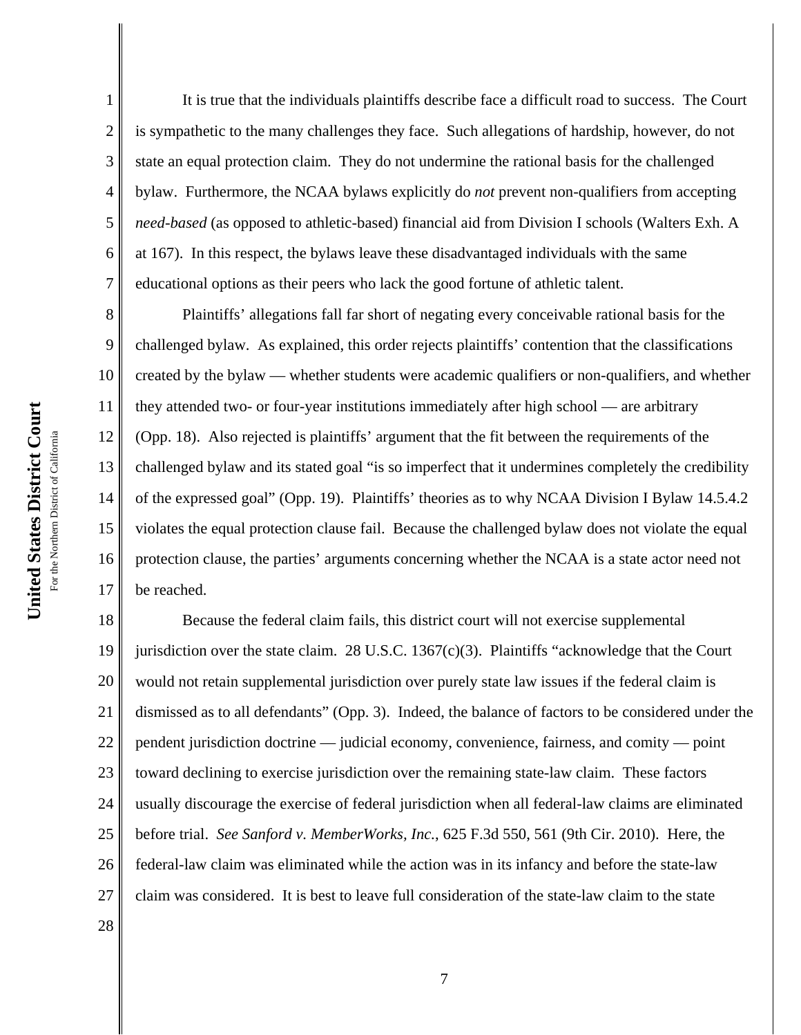It is true that the individuals plaintiffs describe face a difficult road to success. The Court is sympathetic to the many challenges they face. Such allegations of hardship, however, do not state an equal protection claim. They do not undermine the rational basis for the challenged bylaw. Furthermore, the NCAA bylaws explicitly do *not* prevent non-qualifiers from accepting *need-based* (as opposed to athletic-based) financial aid from Division I schools (Walters Exh. A at 167). In this respect, the bylaws leave these disadvantaged individuals with the same educational options as their peers who lack the good fortune of athletic talent.

Plaintiffs' allegations fall far short of negating every conceivable rational basis for the challenged bylaw. As explained, this order rejects plaintiffs' contention that the classifications created by the bylaw — whether students were academic qualifiers or non-qualifiers, and whether they attended two- or four-year institutions immediately after high school — are arbitrary (Opp. 18). Also rejected is plaintiffs' argument that the fit between the requirements of the challenged bylaw and its stated goal "is so imperfect that it undermines completely the credibility of the expressed goal" (Opp. 19). Plaintiffs' theories as to why NCAA Division I Bylaw 14.5.4.2 violates the equal protection clause fail. Because the challenged bylaw does not violate the equal protection clause, the parties' arguments concerning whether the NCAA is a state actor need not be reached.

Because the federal claim fails, this district court will not exercise supplemental jurisdiction over the state claim. 28 U.S.C. 1367(c)(3). Plaintiffs "acknowledge that the Court would not retain supplemental jurisdiction over purely state law issues if the federal claim is dismissed as to all defendants" (Opp. 3). Indeed, the balance of factors to be considered under the pendent jurisdiction doctrine — judicial economy, convenience, fairness, and comity — point toward declining to exercise jurisdiction over the remaining state-law claim. These factors usually discourage the exercise of federal jurisdiction when all federal-law claims are eliminated before trial. *See Sanford v. MemberWorks, Inc.*, 625 F.3d 550, 561 (9th Cir. 2010). Here, the federal-law claim was eliminated while the action was in its infancy and before the state-law claim was considered. It is best to leave full consideration of the state-law claim to the state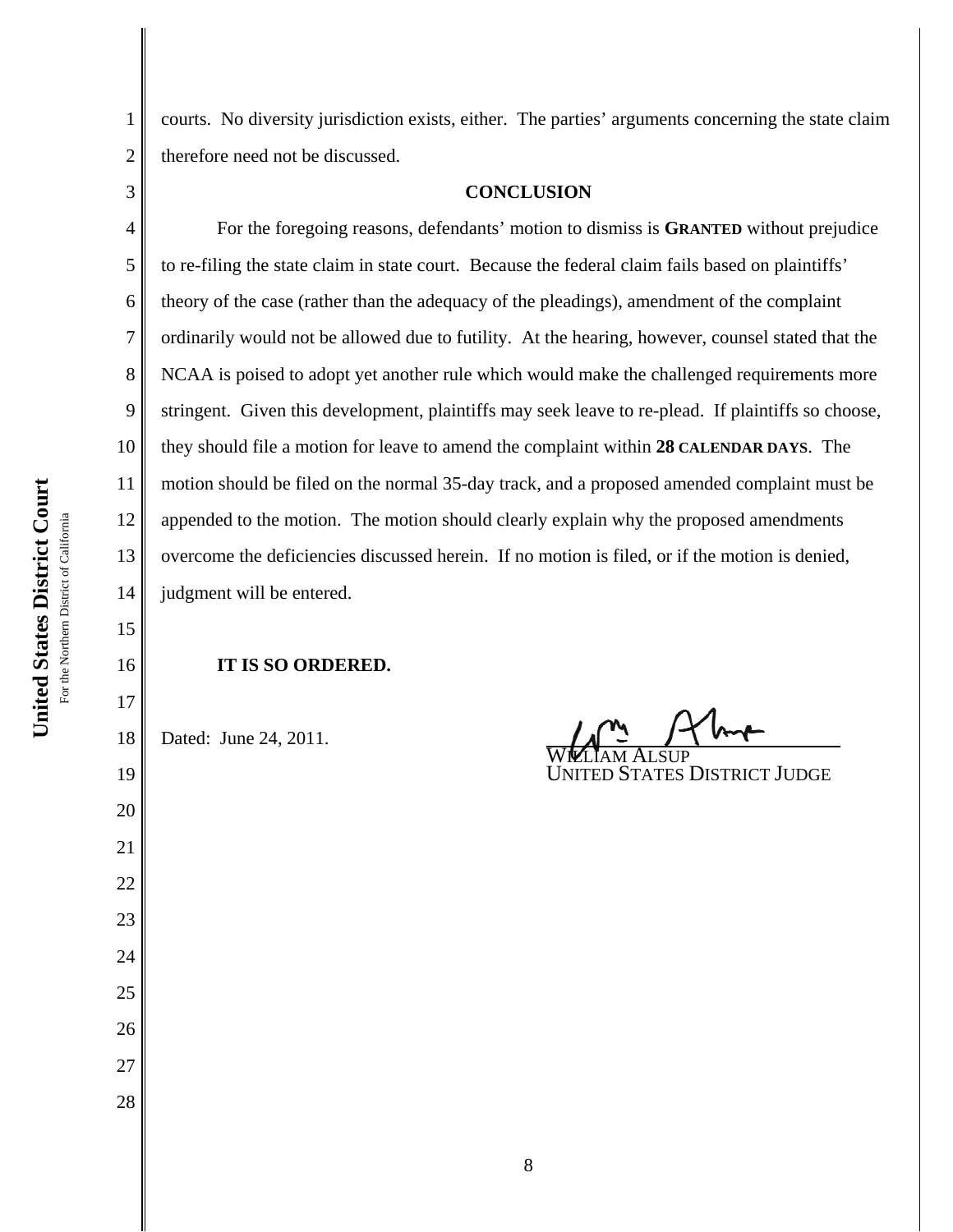courts. No diversity jurisdiction exists, either. The parties' arguments concerning the state claim therefore need not be discussed.

## CONCLUSION

For the foregoing reasons, defendants' motion to dismiss is **GRANTED** without prejudice to re-filing the state claim in state court. Because the federal claim fails based on plaintiffs' theory of the case (rather than the adequacy of the pleadings), amendment of the complaint ordinarily would not be allowed due to futility. At the hearing, however, counsel stated that the NCAA is poised to adopt yet another rule which would make the challenged requirements more stringent. Given this development, plaintiffs may seek leave to re-plead. If plaintiffs so choose, they should file a motion for leave to amend the complaint within **28 CALENDAR DAYS**. The motion should be filed on the normal 35-day track, and a proposed amended complaint must be appended to the motion. The motion should clearly explain why the proposed amendments overcome the deficiencies discussed herein. If no motion is filed, or if the motion is denied, judgment will be entered.

**IT IS SO ORDERED.**

Dated: June 24, 2011.

WILLIAM ALSUP
UNITED STATES DISTRICT JUDGE